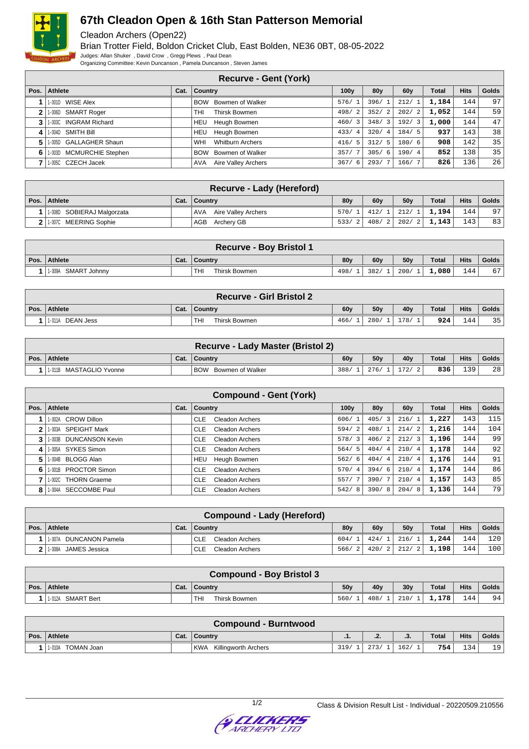# 67th Cleadon Open & 16th Stan Patterson Memorial

Cleadon Archers (Open22)

Brian Trotter Field, Boldon Cricket Club, East Bolden, NE36 0BT, 08-05-2022

Judges: Allan Shuker , David Crow , Gregg Plews , Paul Dean

Organizing Committee: Kevin Duncanson , Pamela Duncanson , Steven James

| Recurve - Gent (York) | | | | | | | | | |
|---|---|---|---|---|---|---|---|---|---|
| Pos. | Athlete | Cat. | Country | 100y | 80y | 60y | Total | Hits | Golds |
| 1 | 1-001D WISE Alex | | BOW Bowmen of Walker | 576/ 1 | 396/ 1 | 212/ 1 | 1,184 | 144 | 97 |
| 2 | 1-006D SMART Roger | | THI Thirsk Bowmen | 498/ 2 | 352/ 2 | 202/ 2 | 1,052 | 144 | 59 |
| 3 | 1-003C INGRAM Richard | | HEU Heugh Bowmen | 460/ 3 | 348/ 3 | 192/ 3 | 1,000 | 144 | 47 |
| 4 | 1-004D SMITH Bill | | HEU Heugh Bowmen | 433/ 4 | 320/ 4 | 184/ 5 | 937 | 143 | 38 |
| 5 | 1-005D GALLAGHER Shaun | | WHI Whitburn Archers | 416/ 5 | 312/ 5 | 180/ 6 | 908 | 142 | 35 |
| 6 | 1-003D MCMURCHIE Stephen | | BOW Bowmen of Walker | 357/ 7 | 305/ 6 | 190/ 4 | 852 | 138 | 35 |
| 7 | 1-005C CZECH Jacek | | AVA Aire Valley Archers | 367/ 6 | 293/ 7 | 166/ 7 | 826 | 136 | 26 |

| Recurve - Lady (Hereford) | | | | | | | | | |
|---|---|---|---|---|---|---|---|---|---|
| Pos. | Athlete | Cat. | Country | 80y | 60y | 50y | Total | Hits | Golds |
| 1 | 1-008D SOBIERAJ Malgorzata | | AVA Aire Valley Archers | 570/ 1 | 412/ 1 | 212/ 1 | 1,194 | 144 | 97 |
| 2 | 1-007C MEERING Sophie | | AGB Archery GB | 533/ 2 | 408/ 2 | 202/ 2 | 1,143 | 143 | 83 |

| Recurve - Boy Bristol 1 | | | | | | | | | |
|---|---|---|---|---|---|---|---|---|---|
| Pos. | Athlete | Cat. | Country | 80y | 60y | 50y | Total | Hits | Golds |
| 1 | 1-009A SMART Johnny | | THI Thirsk Bowmen | 498/ 1 | 382/ 1 | 200/ 1 | 1,080 | 144 | 67 |

| Recurve - Girl Bristol 2 | | | | | | | | | |
|---|---|---|---|---|---|---|---|---|---|
| Pos. | Athlete | Cat. | Country | 60y | 50y | 40y | Total | Hits | Golds |
| 1 | 1-011A DEAN Jess | | THI Thirsk Bowmen | 466/ 1 | 280/ 1 | 178/ 1 | 924 | 144 | 35 |

| Recurve - Lady Master (Bristol 2) | | | | | | | | | |
|---|---|---|---|---|---|---|---|---|---|
| Pos. | Athlete | Cat. | Country | 60y | 50y | 40y | Total | Hits | Golds |
| 1 | 1-011B MASTAGLIO Yvonne | | BOW Bowmen of Walker | 388/ 1 | 276/ 1 | 172/ 2 | 836 | 139 | 28 |

| Compound - Gent (York) | | | | | | | | | |
|---|---|---|---|---|---|---|---|---|---|
| Pos. | Athlete | Cat. | Country | 100y | 80y | 60y | Total | Hits | Golds |
| 1 | 1-002A CROW Dillon | | CLE Cleadon Archers | 606/ 1 | 405/ 3 | 216/ 1 | 1,227 | 143 | 115 |
| 2 | 1-003A SPEIGHT Mark | | CLE Cleadon Archers | 594/ 2 | 408/ 1 | 214/ 2 | 1,216 | 144 | 104 |
| 3 | 1-003B DUNCANSON Kevin | | CLE Cleadon Archers | 578/ 3 | 406/ 2 | 212/ 3 | 1,196 | 144 | 99 |
| 4 | 1-005A SYKES Simon | | CLE Cleadon Archers | 564/ 5 | 404/ 4 | 210/ 4 | 1,178 | 144 | 92 |
| 5 | 1-004B BLOGG Alan | | HEU Heugh Bowmen | 562/ 6 | 404/ 4 | 210/ 4 | 1,176 | 144 | 91 |
| 6 | 1-001B PROCTOR Simon | | CLE Cleadon Archers | 570/ 4 | 394/ 6 | 210/ 4 | 1,174 | 144 | 86 |
| 7 | 1-002C THORN Graeme | | CLE Cleadon Archers | 557/ 7 | 390/ 7 | 210/ 4 | 1,157 | 143 | 85 |
| 8 | 1-004A SECCOMBE Paul | | CLE Cleadon Archers | 542/ 8 | 390/ 8 | 204/ 8 | 1,136 | 144 | 79 |

| Compound - Lady (Hereford) | | | | | | | | | |
|---|---|---|---|---|---|---|---|---|---|
| Pos. | Athlete | Cat. | Country | 80y | 60y | 50y | Total | Hits | Golds |
| 1 | 1-007A DUNCANSON Pamela | | CLE Cleadon Archers | 604/ 1 | 424/ 1 | 216/ 1 | 1,244 | 144 | 120 |
| 2 | 1-008A JAMES Jessica | | CLE Cleadon Archers | 566/ 2 | 420/ 2 | 212/ 2 | 1,198 | 144 | 100 |

| Compound - Boy Bristol 3 | | | | | | | | | |
|---|---|---|---|---|---|---|---|---|---|
| Pos. | Athlete | Cat. | Country | 50y | 40y | 30y | Total | Hits | Golds |
| 1 | 1-012A SMART Bert | | THI Thirsk Bowmen | 560/ 1 | 408/ 1 | 210/ 1 | 1,178 | 144 | 94 |

| Compound - Burntwood | | | | | | | | | |
|---|---|---|---|---|---|---|---|---|---|
| Pos. | Athlete | Cat. | Country | .1. | .2. | .3. | Total | Hits | Golds |
| 1 | 1-010A TOMAN Joan | | KWA Killingworth Archers | 319/ 1 | 273/ 1 | 162/ 1 | 754 | 134 | 19 |

Class & Division Result List - Individual - 20220509.210556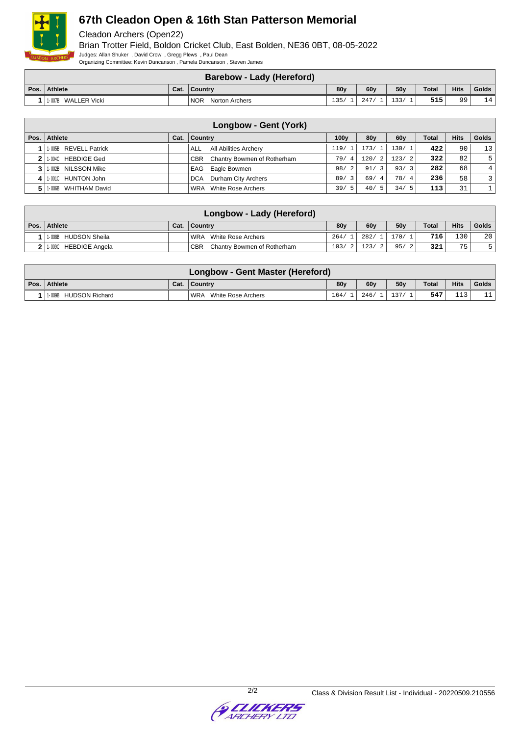# 67th Cleadon Open & 16th Stan Patterson Memorial

Cleadon Archers (Open22)

Brian Trotter Field, Boldon Cricket Club, East Bolden, NE36 0BT, 08-05-2022

Judges: Allan Shuker , David Crow , Gregg Plews , Paul Dean

Organizing Committee: Kevin Duncanson , Pamela Duncanson , Steven James

## Barebow - Lady (Hereford)

| Pos. | Athlete | Cat. | Country | 80y | 60y | 50y | Total | Hits | Golds |
|---|---|---|---|---|---|---|---|---|---|
| 1 | 1-007B WALLER Vicki | | NOR Norton Archers | 135/ 1 | 247/ 1 | 133/ 1 | 515 | 99 | 14 |

## Longbow - Gent (York)

| Pos. | Athlete | Cat. | Country | 100y | 80y | 60y | Total | Hits | Golds |
|---|---|---|---|---|---|---|---|---|---|
| 1 | 1-005B REVELL Patrick | | ALL All Abilities Archery | 119/ 1 | 173/ 1 | 130/ 1 | 422 | 90 | 13 |
| 2 | 1-004C HEBDIGE Ged | | CBR Chantry Bowmen of Rotherham | 79/ 4 | 120/ 2 | 123/ 2 | 322 | 82 | 5 |
| 3 | 1-002B NILSSON Mike | | EAG Eagle Bowmen | 98/ 2 | 91/ 3 | 93/ 3 | 282 | 68 | 4 |
| 4 | 1-001C HUNTON John | | DCA Durham City Archers | 89/ 3 | 69/ 4 | 78/ 4 | 236 | 58 | 3 |
| 5 | 1-006B WHITHAM David | | WRA White Rose Archers | 39/ 5 | 40/ 5 | 34/ 5 | 113 | 31 | 1 |

## Longbow - Lady (Hereford)

| Pos. | Athlete | Cat. | Country | 80y | 60y | 50y | Total | Hits | Golds |
|---|---|---|---|---|---|---|---|---|---|
| 1 | 1-008B HUDSON Sheila | | WRA White Rose Archers | 264/ 1 | 282/ 1 | 170/ 1 | 716 | 130 | 20 |
| 2 | 1-009C HEBDIGE Angela | | CBR Chantry Bowmen of Rotherham | 103/ 2 | 123/ 2 | 95/ 2 | 321 | 75 | 5 |

## Longbow - Gent Master (Hereford)

| Pos. | Athlete | Cat. | Country | 80y | 60y | 50y | Total | Hits | Golds |
|---|---|---|---|---|---|---|---|---|---|
| 1 | 1-009B HUDSON Richard | | WRA White Rose Archers | 164/ 1 | 246/ 1 | 137/ 1 | 547 | 113 | 11 |

Class & Division Result List - Individual - 20220509.210556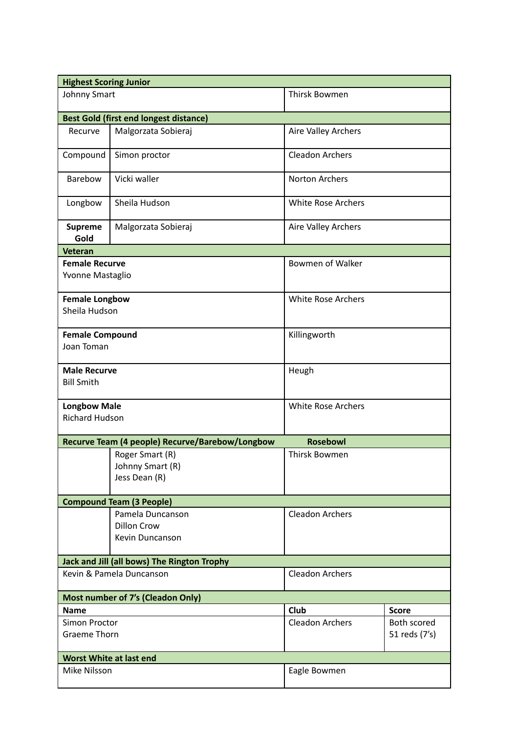| **Highest Scoring Junior** | | | |
| --- | --- | --- | --- |
| Johnny Smart | | Thirsk Bowmen | |
| **Best Gold (first end longest distance)** | | | |
| Recurve | Malgorzata Sobieraj | Aire Valley Archers | |
| Compound | Simon proctor | Cleadon Archers | |
| Barebow | Vicki waller | Norton Archers | |
| Longbow | Sheila Hudson | White Rose Archers | |
| **Supreme Gold** | Malgorzata Sobieraj | Aire Valley Archers | |
| **Veteran** | | | |
| **Female Recurve**<br>Yvonne Mastaglio | | Bowmen of Walker | |
| **Female Longbow**<br>Sheila Hudson | | White Rose Archers | |
| **Female Compound**<br>Joan Toman | | Killingworth | |
| **Male Recurve**<br>Bill Smith | | Heugh | |
| **Longbow Male**<br>Richard Hudson | | White Rose Archers | |
| **Recurve Team (4 people) Recurve/Barebow/Longbow** | | **Rosebowl** | |
| | Roger Smart (R)<br>Johnny Smart (R)<br>Jess Dean (R) | Thirsk Bowmen | |
| **Compound Team (3 People)** | | | |
| | Pamela Duncanson<br>Dillon Crow<br>Kevin Duncanson | Cleadon Archers | |
| **Jack and Jill (all bows) The Rington Trophy** | | | |
| Kevin & Pamela Duncanson | | Cleadon Archers | |
| **Most number of 7's (Cleadon Only)** | | | |
| **Name** | | **Club** | **Score** |
| Simon Proctor<br>Graeme Thorn | | Cleadon Archers | Both scored 51 reds (7's) |
| **Worst White at last end** | | | |
| Mike Nilsson | | Eagle Bowmen | |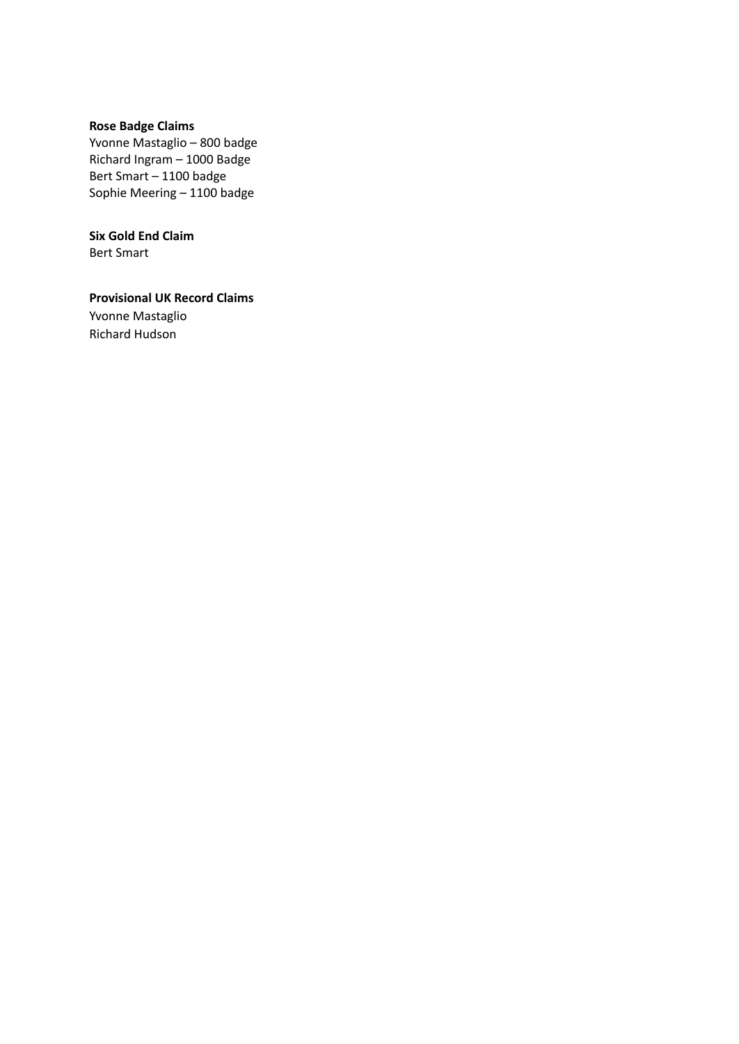**Rose Badge Claims**
Yvonne Mastaglio – 800 badge
Richard Ingram – 1000 Badge
Bert Smart – 1100 badge
Sophie Meering – 1100 badge

**Six Gold End Claim**
Bert Smart

**Provisional UK Record Claims**
Yvonne Mastaglio
Richard Hudson